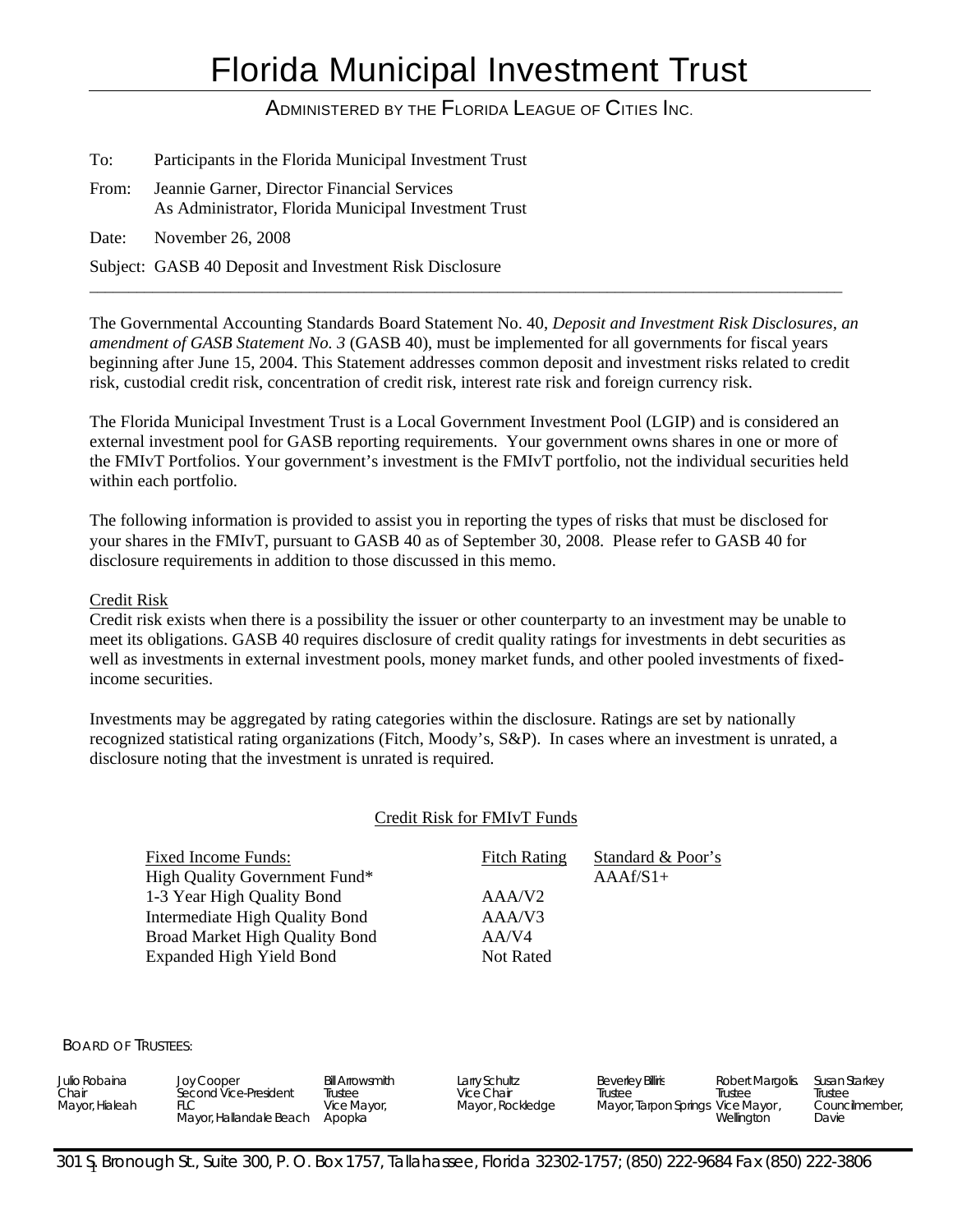# Florida Municipal Investment Trust

ADMINISTERED BY THE FLORIDA LEAGUE OF CITIES INC.

To: Participants in the Florida Municipal Investment Trust

From: Jeannie Garner, Director Financial Services
As Administrator, Florida Municipal Investment Trust

Date: November 26, 2008

Subject: GASB 40 Deposit and Investment Risk Disclosure

---

The Governmental Accounting Standards Board Statement No. 40, *Deposit and Investment Risk Disclosures, an amendment of GASB Statement No. 3* (GASB 40), must be implemented for all governments for fiscal years beginning after June 15, 2004. This Statement addresses common deposit and investment risks related to credit risk, custodial credit risk, concentration of credit risk, interest rate risk and foreign currency risk.

The Florida Municipal Investment Trust is a Local Government Investment Pool (LGIP) and is considered an external investment pool for GASB reporting requirements. Your government owns shares in one or more of the FMIvT Portfolios. Your government's investment is the FMIvT portfolio, not the individual securities held within each portfolio.

The following information is provided to assist you in reporting the types of risks that must be disclosed for your shares in the FMIvT, pursuant to GASB 40 as of September 30, 2008. Please refer to GASB 40 for disclosure requirements in addition to those discussed in this memo.

## Credit Risk

Credit risk exists when there is a possibility the issuer or other counterparty to an investment may be unable to meet its obligations. GASB 40 requires disclosure of credit quality ratings for investments in debt securities as well as investments in external investment pools, money market funds, and other pooled investments of fixed-income securities.

Investments may be aggregated by rating categories within the disclosure. Ratings are set by nationally recognized statistical rating organizations (Fitch, Moody's, S&P). In cases where an investment is unrated, a disclosure noting that the investment is unrated is required.

### Credit Risk for FMIvT Funds

| Fixed Income Funds: | Fitch Rating | Standard & Poor's |
|---|---|---|
| High Quality Government Fund* | | AAAf/S1+ |
| 1-3 Year High Quality Bond | AAA/V2 | |
| Intermediate High Quality Bond | AAA/V3 | |
| Broad Market High Quality Bond | AA/V4 | |
| Expanded High Yield Bond | Not Rated | |

BOARD OF TRUSTEES:

| Julio Robaina | Joy Cooper | Bill Arrowsmith | Larry Schultz | Beverley Billiris | Robert Margolis | Susan Starkey |
|---|---|---|---|---|---|---|
| Chair | Second Vice-President | Trustee | Vice Chair | Trustee | Trustee | Trustee |
| Mayor, Hialeah | FLC | Vice Mayor, | Mayor, Rockledge | Mayor, Tarpon Springs | Vice Mayor, | Councilmember, |
| | Mayor, Hallandale Beach | Apopka | | | Wellington | Davie |

301 S. Bronough St., Suite 300, P. O. Box 1757, Tallahassee, Florida 32302-1757; (850) 222-9684 Fax (850) 222-3806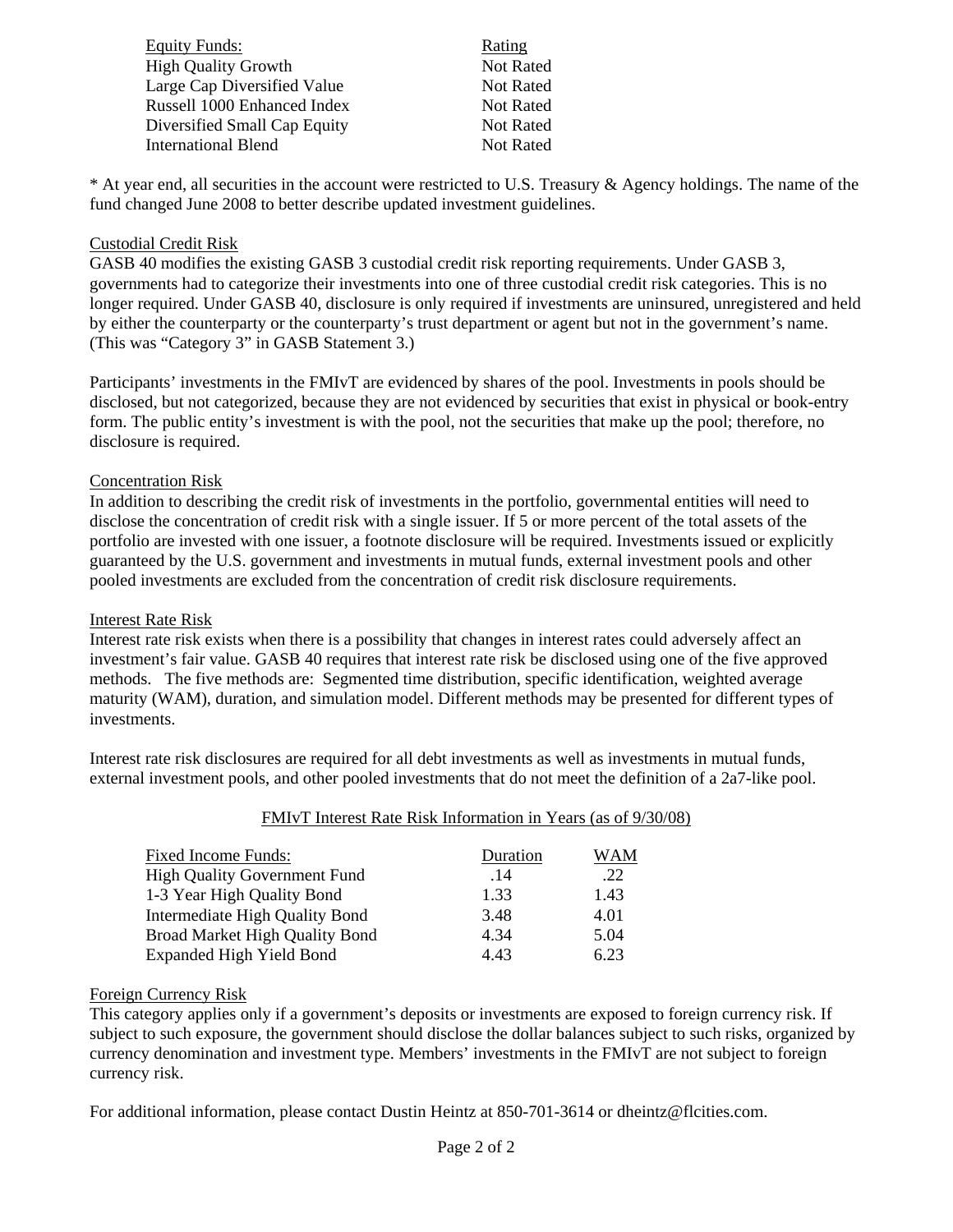| Equity Funds: | Rating |
| --- | --- |
| High Quality Growth | Not Rated |
| Large Cap Diversified Value | Not Rated |
| Russell 1000 Enhanced Index | Not Rated |
| Diversified Small Cap Equity | Not Rated |
| International Blend | Not Rated |

* At year end, all securities in the account were restricted to U.S. Treasury & Agency holdings. The name of the fund changed June 2008 to better describe updated investment guidelines.

## Custodial Credit Risk

GASB 40 modifies the existing GASB 3 custodial credit risk reporting requirements. Under GASB 3, governments had to categorize their investments into one of three custodial credit risk categories. This is no longer required. Under GASB 40, disclosure is only required if investments are uninsured, unregistered and held by either the counterparty or the counterparty's trust department or agent but not in the government's name. (This was "Category 3" in GASB Statement 3.)

Participants' investments in the FMIvT are evidenced by shares of the pool. Investments in pools should be disclosed, but not categorized, because they are not evidenced by securities that exist in physical or book-entry form. The public entity's investment is with the pool, not the securities that make up the pool; therefore, no disclosure is required.

## Concentration Risk

In addition to describing the credit risk of investments in the portfolio, governmental entities will need to disclose the concentration of credit risk with a single issuer. If 5 or more percent of the total assets of the portfolio are invested with one issuer, a footnote disclosure will be required. Investments issued or explicitly guaranteed by the U.S. government and investments in mutual funds, external investment pools and other pooled investments are excluded from the concentration of credit risk disclosure requirements.

## Interest Rate Risk

Interest rate risk exists when there is a possibility that changes in interest rates could adversely affect an investment's fair value. GASB 40 requires that interest rate risk be disclosed using one of the five approved methods. The five methods are: Segmented time distribution, specific identification, weighted average maturity (WAM), duration, and simulation model. Different methods may be presented for different types of investments.

Interest rate risk disclosures are required for all debt investments as well as investments in mutual funds, external investment pools, and other pooled investments that do not meet the definition of a 2a7-like pool.

FMIvT Interest Rate Risk Information in Years (as of 9/30/08)

| Fixed Income Funds: | Duration | WAM |
| --- | --- | --- |
| High Quality Government Fund | .14 | .22 |
| 1-3 Year High Quality Bond | 1.33 | 1.43 |
| Intermediate High Quality Bond | 3.48 | 4.01 |
| Broad Market High Quality Bond | 4.34 | 5.04 |
| Expanded High Yield Bond | 4.43 | 6.23 |

## Foreign Currency Risk

This category applies only if a government's deposits or investments are exposed to foreign currency risk. If subject to such exposure, the government should disclose the dollar balances subject to such risks, organized by currency denomination and investment type. Members' investments in the FMIvT are not subject to foreign currency risk.

For additional information, please contact Dustin Heintz at 850-701-3614 or dheintz@flcities.com.